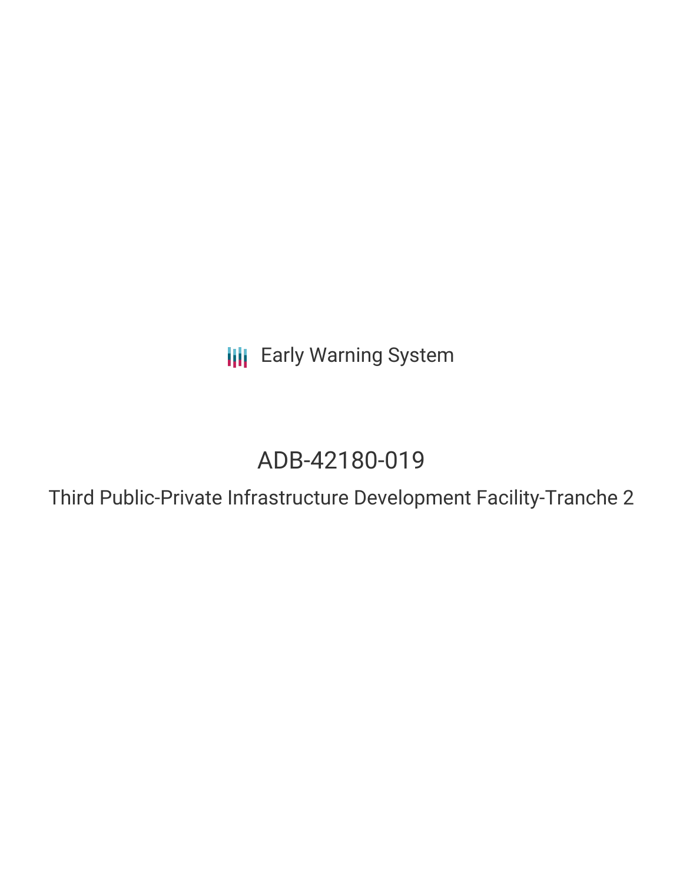Early Warning System

# ADB-42180-019

## Third Public-Private Infrastructure Development Facility-Tranche 2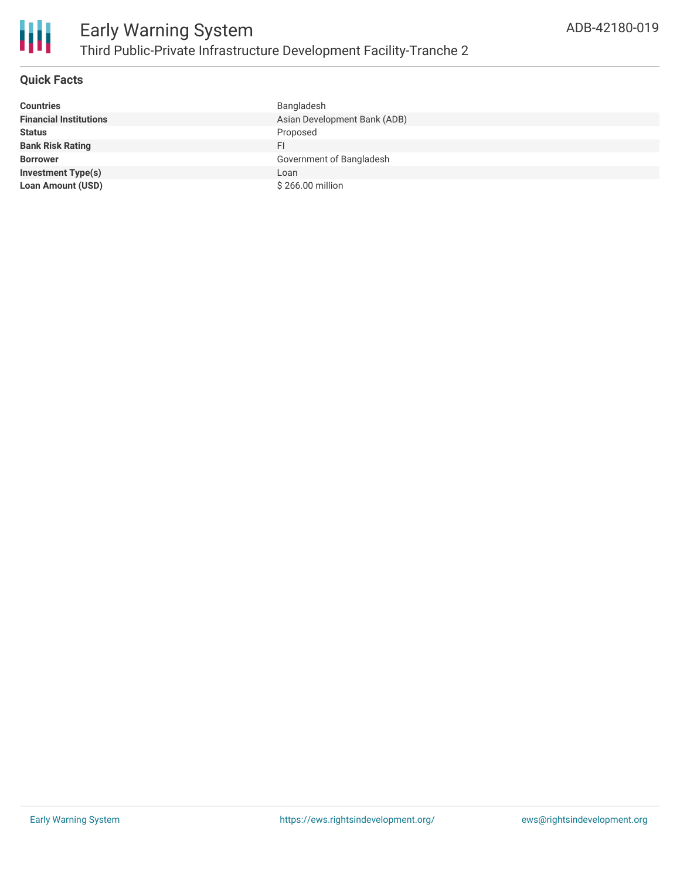# Early Warning System

## Third Public-Private Infrastructure Development Facility-Tranche 2

ADB-42180-019

### Quick Facts

| | |
|---|---|
| **Countries** | Bangladesh |
| **Financial Institutions** | Asian Development Bank (ADB) |
| **Status** | Proposed |
| **Bank Risk Rating** | FI |
| **Borrower** | Government of Bangladesh |
| **Investment Type(s)** | Loan |
| **Loan Amount (USD)** | $ 266.00 million |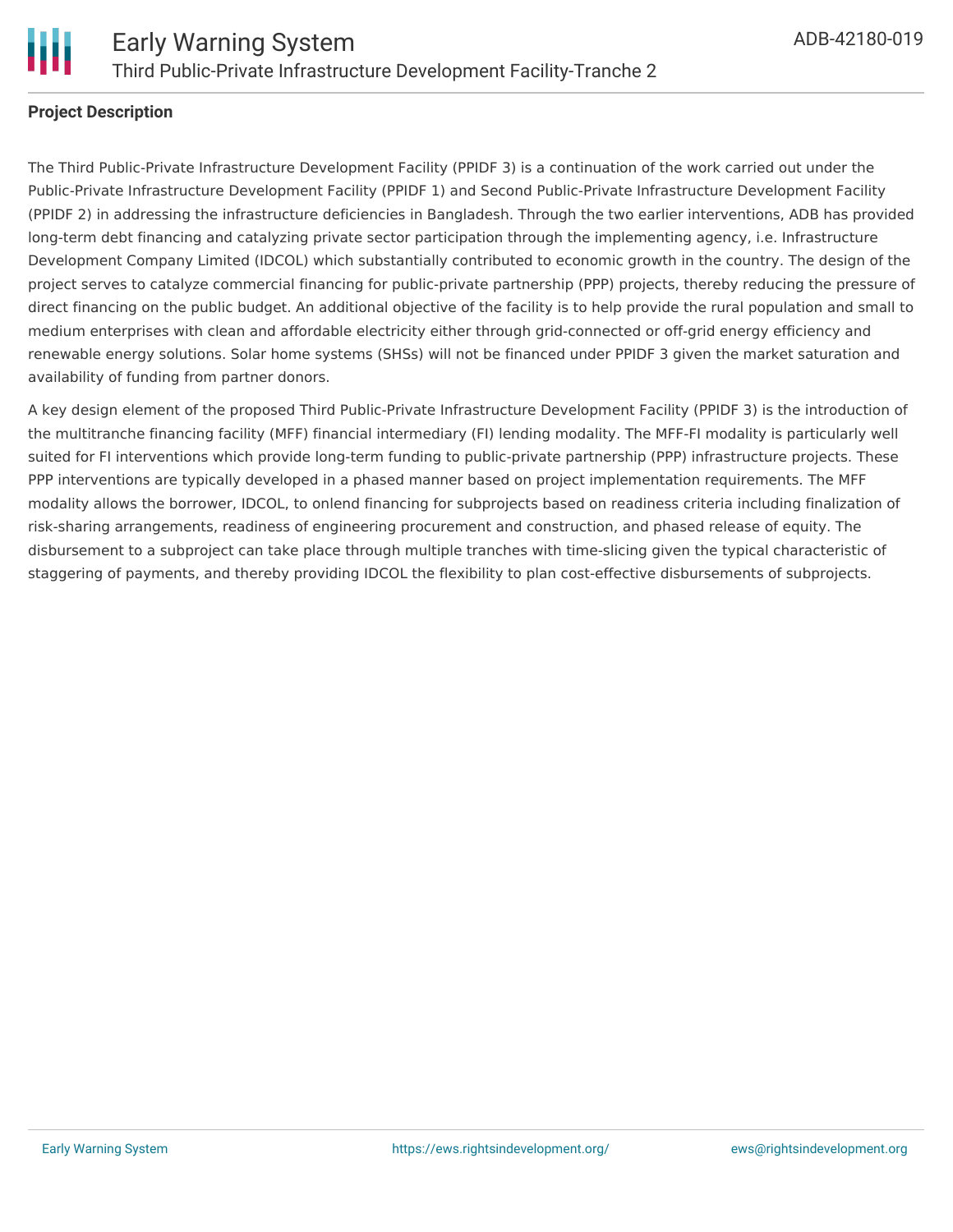## Project Description

The Third Public-Private Infrastructure Development Facility (PPIDF 3) is a continuation of the work carried out under the Public-Private Infrastructure Development Facility (PPIDF 1) and Second Public-Private Infrastructure Development Facility (PPIDF 2) in addressing the infrastructure deficiencies in Bangladesh. Through the two earlier interventions, ADB has provided long-term debt financing and catalyzing private sector participation through the implementing agency, i.e. Infrastructure Development Company Limited (IDCOL) which substantially contributed to economic growth in the country. The design of the project serves to catalyze commercial financing for public-private partnership (PPP) projects, thereby reducing the pressure of direct financing on the public budget. An additional objective of the facility is to help provide the rural population and small to medium enterprises with clean and affordable electricity either through grid-connected or off-grid energy efficiency and renewable energy solutions. Solar home systems (SHSs) will not be financed under PPIDF 3 given the market saturation and availability of funding from partner donors.

A key design element of the proposed Third Public-Private Infrastructure Development Facility (PPIDF 3) is the introduction of the multitranche financing facility (MFF) financial intermediary (FI) lending modality. The MFF-FI modality is particularly well suited for FI interventions which provide long-term funding to public-private partnership (PPP) infrastructure projects. These PPP interventions are typically developed in a phased manner based on project implementation requirements. The MFF modality allows the borrower, IDCOL, to onlend financing for subprojects based on readiness criteria including finalization of risk-sharing arrangements, readiness of engineering procurement and construction, and phased release of equity. The disbursement to a subproject can take place through multiple tranches with time-slicing given the typical characteristic of staggering of payments, and thereby providing IDCOL the flexibility to plan cost-effective disbursements of subprojects.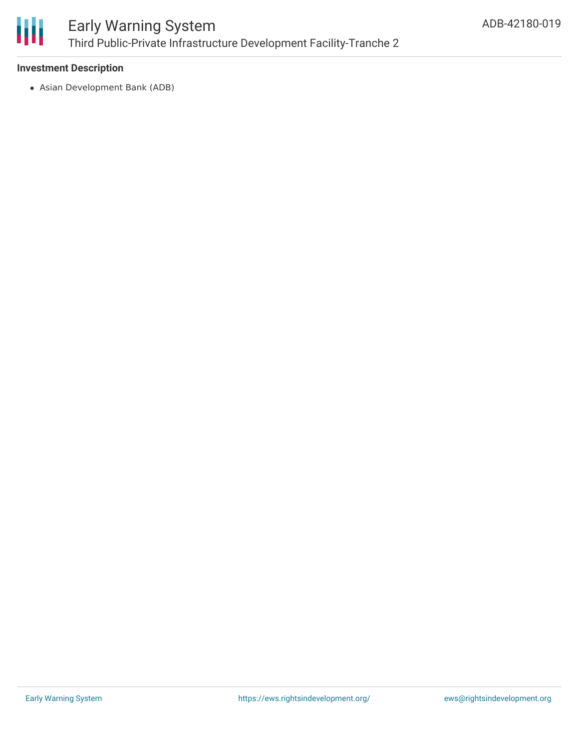**Investment Description**

- Asian Development Bank (ADB)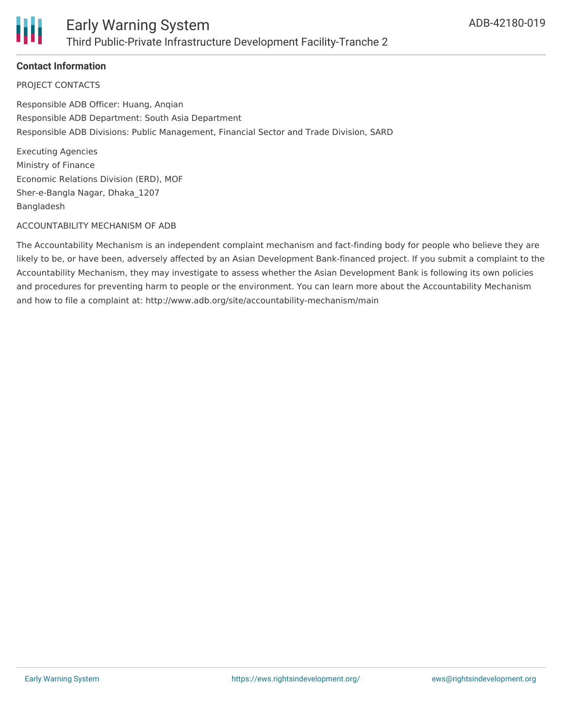**Contact Information**

PROJECT CONTACTS

Responsible ADB Officer: Huang, Anqian
Responsible ADB Department: South Asia Department
Responsible ADB Divisions: Public Management, Financial Sector and Trade Division, SARD

Executing Agencies
Ministry of Finance
Economic Relations Division (ERD), MOF
Sher-e-Bangla Nagar, Dhaka_1207
Bangladesh

ACCOUNTABILITY MECHANISM OF ADB

The Accountability Mechanism is an independent complaint mechanism and fact-finding body for people who believe they are likely to be, or have been, adversely affected by an Asian Development Bank-financed project. If you submit a complaint to the Accountability Mechanism, they may investigate to assess whether the Asian Development Bank is following its own policies and procedures for preventing harm to people or the environment. You can learn more about the Accountability Mechanism and how to file a complaint at: http://www.adb.org/site/accountability-mechanism/main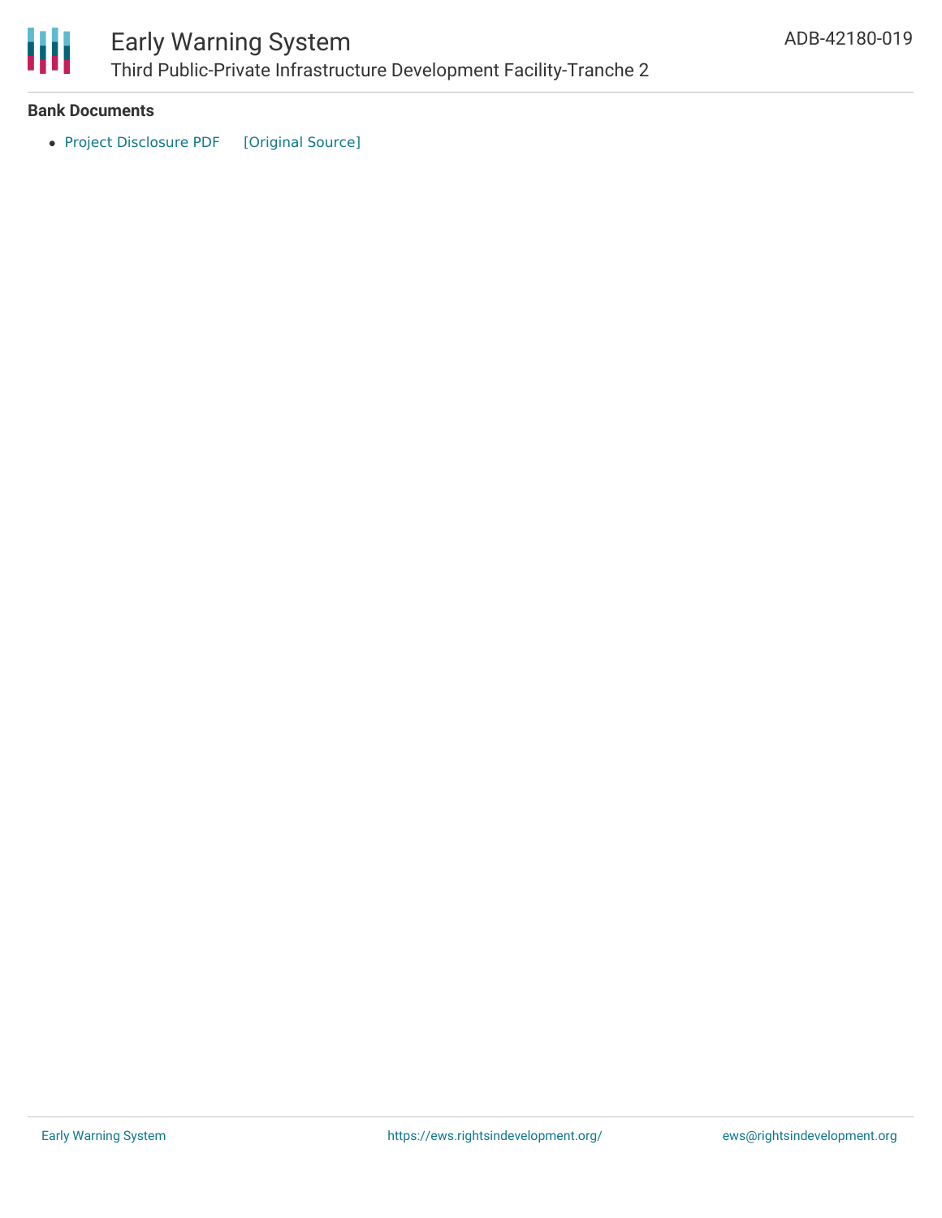### Bank Documents

- Project Disclosure PDF [Original Source]